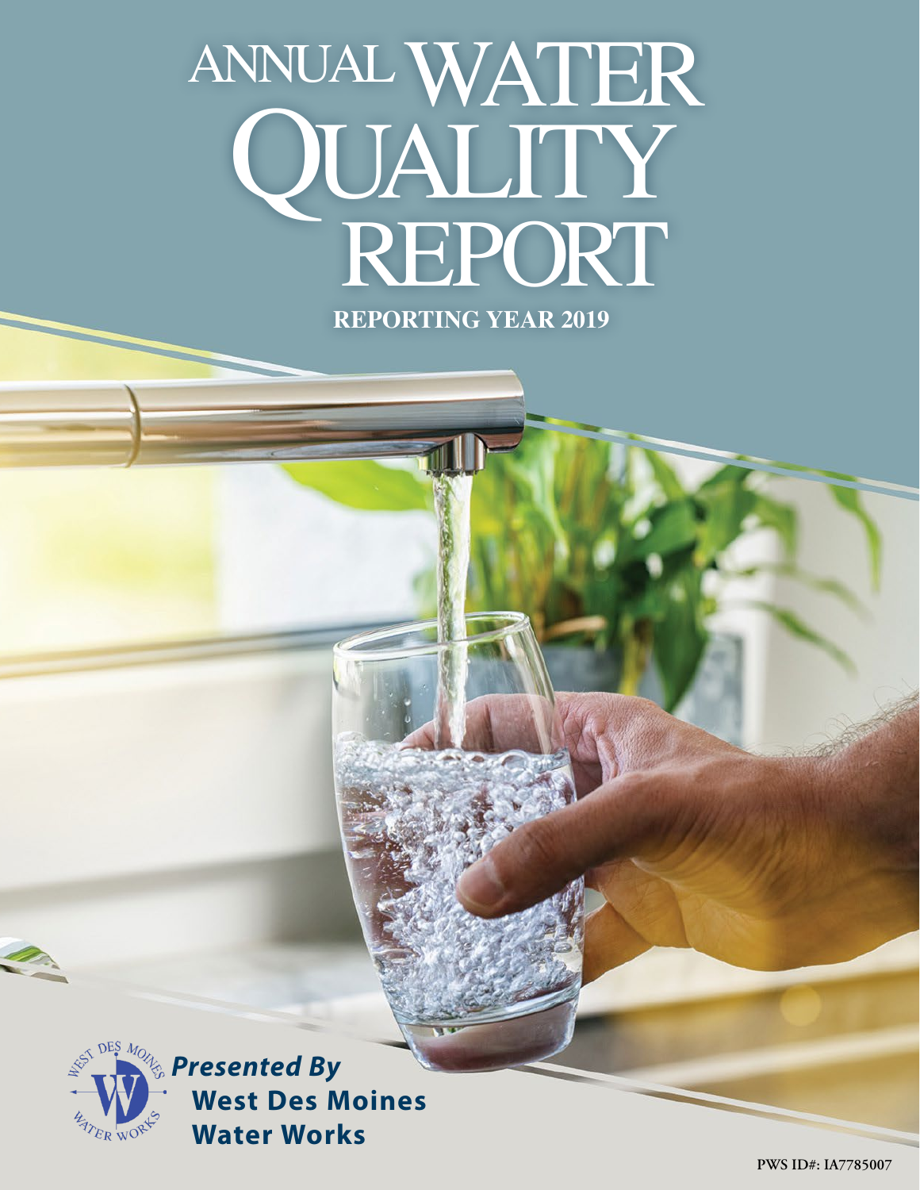# ANNUAL WATER QUALITY REPORT

**REPORTING YEAR 2019**

***Presented By***
**West Des Moines Water Works**

**PWS ID#: IA7785007**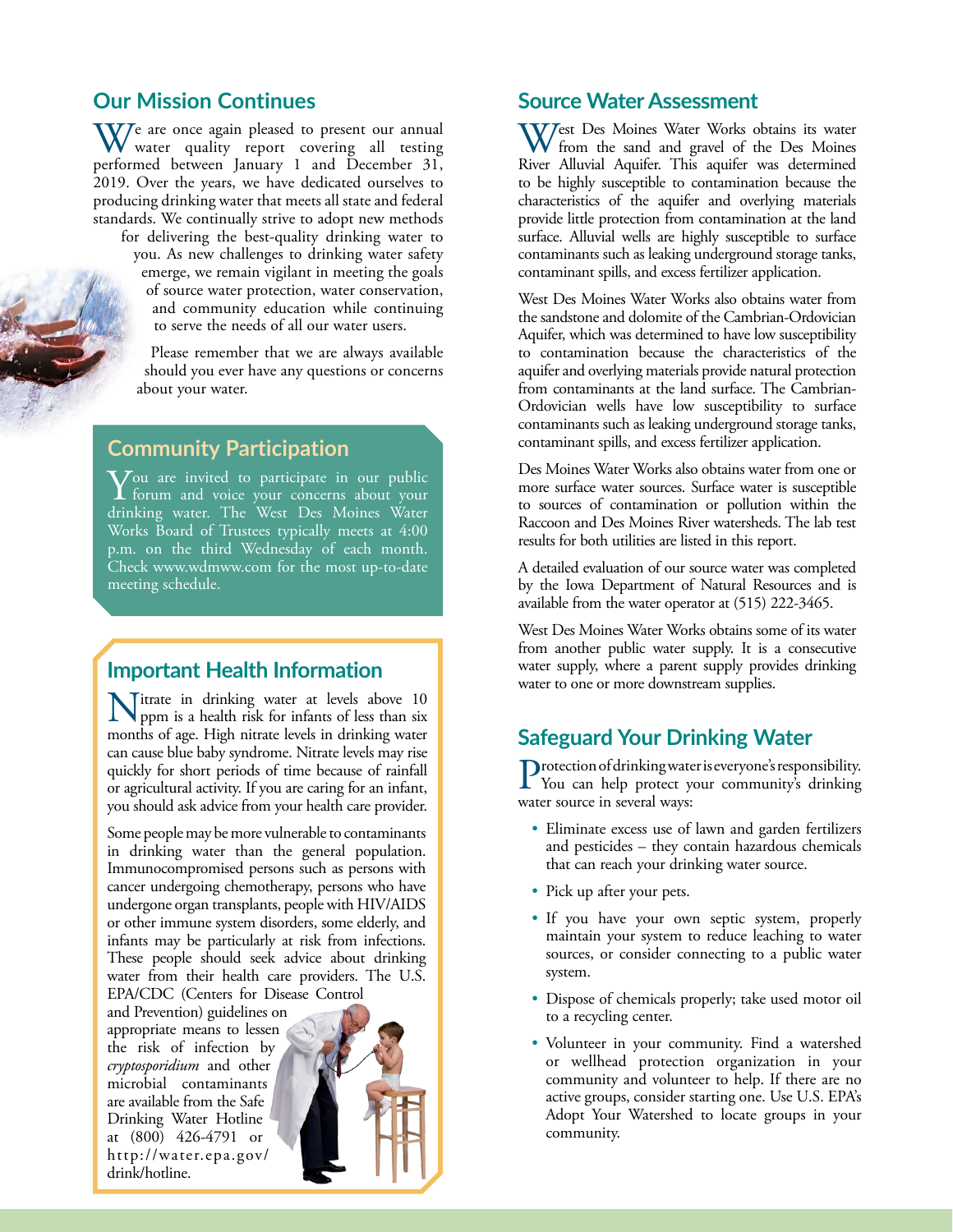## Our Mission Continues

We are once again pleased to present our annual water quality report covering all testing performed between January 1 and December 31, 2019. Over the years, we have dedicated ourselves to producing drinking water that meets all state and federal standards. We continually strive to adopt new methods for delivering the best-quality drinking water to you. As new challenges to drinking water safety emerge, we remain vigilant in meeting the goals of source water protection, water conservation, and community education while continuing to serve the needs of all our water users.

Please remember that we are always available should you ever have any questions or concerns about your water.

## Community Participation

You are invited to participate in our public forum and voice your concerns about your drinking water. The West Des Moines Water Works Board of Trustees typically meets at 4:00 p.m. on the third Wednesday of each month. Check www.wdmww.com for the most up-to-date meeting schedule.

## Important Health Information

Nitrate in drinking water at levels above 10 ppm is a health risk for infants of less than six months of age. High nitrate levels in drinking water can cause blue baby syndrome. Nitrate levels may rise quickly for short periods of time because of rainfall or agricultural activity. If you are caring for an infant, you should ask advice from your health care provider.

Some people may be more vulnerable to contaminants in drinking water than the general population. Immunocompromised persons such as persons with cancer undergoing chemotherapy, persons who have undergone organ transplants, people with HIV/AIDS or other immune system disorders, some elderly, and infants may be particularly at risk from infections. These people should seek advice about drinking water from their health care providers. The U.S. EPA/CDC (Centers for Disease Control and Prevention) guidelines on appropriate means to lessen the risk of infection by *cryptosporidium* and other microbial contaminants are available from the Safe Drinking Water Hotline at (800) 426-4791 or http://water.epa.gov/drink/hotline.

## Source Water Assessment

West Des Moines Water Works obtains its water from the sand and gravel of the Des Moines River Alluvial Aquifer. This aquifer was determined to be highly susceptible to contamination because the characteristics of the aquifer and overlying materials provide little protection from contamination at the land surface. Alluvial wells are highly susceptible to surface contaminants such as leaking underground storage tanks, contaminant spills, and excess fertilizer application.

West Des Moines Water Works also obtains water from the sandstone and dolomite of the Cambrian-Ordovician Aquifer, which was determined to have low susceptibility to contamination because the characteristics of the aquifer and overlying materials provide natural protection from contaminants at the land surface. The Cambrian-Ordovician wells have low susceptibility to surface contaminants such as leaking underground storage tanks, contaminant spills, and excess fertilizer application.

Des Moines Water Works also obtains water from one or more surface water sources. Surface water is susceptible to sources of contamination or pollution within the Raccoon and Des Moines River watersheds. The lab test results for both utilities are listed in this report.

A detailed evaluation of our source water was completed by the Iowa Department of Natural Resources and is available from the water operator at (515) 222-3465.

West Des Moines Water Works obtains some of its water from another public water supply. It is a consecutive water supply, where a parent supply provides drinking water to one or more downstream supplies.

## Safeguard Your Drinking Water

Protection of drinking water is everyone's responsibility. You can help protect your community's drinking water source in several ways:

- Eliminate excess use of lawn and garden fertilizers and pesticides – they contain hazardous chemicals that can reach your drinking water source.
- Pick up after your pets.
- If you have your own septic system, properly maintain your system to reduce leaching to water sources, or consider connecting to a public water system.
- Dispose of chemicals properly; take used motor oil to a recycling center.
- Volunteer in your community. Find a watershed or wellhead protection organization in your community and volunteer to help. If there are no active groups, consider starting one. Use U.S. EPA's Adopt Your Watershed to locate groups in your community.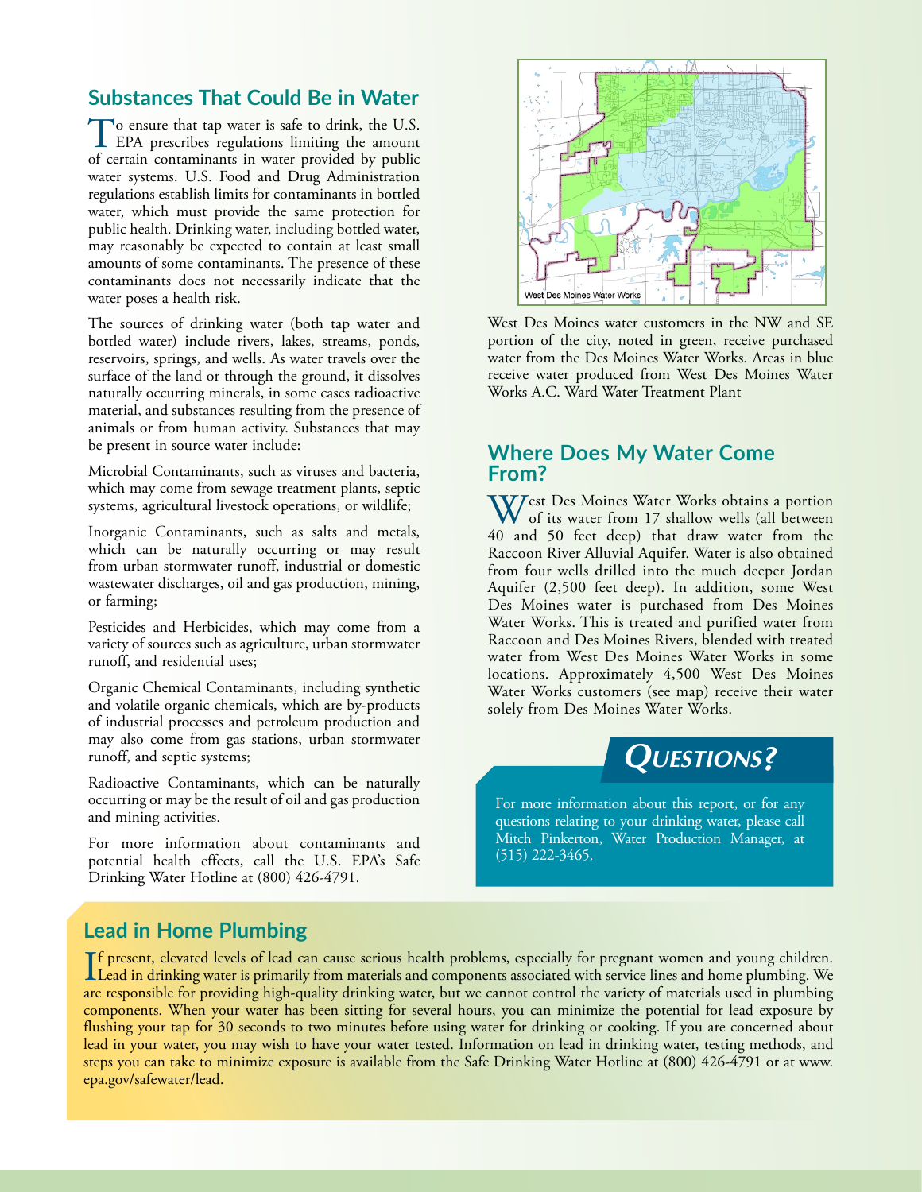## Substances That Could Be in Water

To ensure that tap water is safe to drink, the U.S. EPA prescribes regulations limiting the amount of certain contaminants in water provided by public water systems. U.S. Food and Drug Administration regulations establish limits for contaminants in bottled water, which must provide the same protection for public health. Drinking water, including bottled water, may reasonably be expected to contain at least small amounts of some contaminants. The presence of these contaminants does not necessarily indicate that the water poses a health risk.

The sources of drinking water (both tap water and bottled water) include rivers, lakes, streams, ponds, reservoirs, springs, and wells. As water travels over the surface of the land or through the ground, it dissolves naturally occurring minerals, in some cases radioactive material, and substances resulting from the presence of animals or from human activity. Substances that may be present in source water include:

Microbial Contaminants, such as viruses and bacteria, which may come from sewage treatment plants, septic systems, agricultural livestock operations, or wildlife;

Inorganic Contaminants, such as salts and metals, which can be naturally occurring or may result from urban stormwater runoff, industrial or domestic wastewater discharges, oil and gas production, mining, or farming;

Pesticides and Herbicides, which may come from a variety of sources such as agriculture, urban stormwater runoff, and residential uses;

Organic Chemical Contaminants, including synthetic and volatile organic chemicals, which are by-products of industrial processes and petroleum production and may also come from gas stations, urban stormwater runoff, and septic systems;

Radioactive Contaminants, which can be naturally occurring or may be the result of oil and gas production and mining activities.

For more information about contaminants and potential health effects, call the U.S. EPA's Safe Drinking Water Hotline at (800) 426-4791.

West Des Moines Water Works

West Des Moines water customers in the NW and SE portion of the city, noted in green, receive purchased water from the Des Moines Water Works. Areas in blue receive water produced from West Des Moines Water Works A.C. Ward Water Treatment Plant

## Where Does My Water Come From?

West Des Moines Water Works obtains a portion of its water from 17 shallow wells (all between 40 and 50 feet deep) that draw water from the Raccoon River Alluvial Aquifer. Water is also obtained from four wells drilled into the much deeper Jordan Aquifer (2,500 feet deep). In addition, some West Des Moines water is purchased from Des Moines Water Works. This is treated and purified water from Raccoon and Des Moines Rivers, blended with treated water from West Des Moines Water Works in some locations. Approximately 4,500 West Des Moines Water Works customers (see map) receive their water solely from Des Moines Water Works.

## Questions?

For more information about this report, or for any questions relating to your drinking water, please call Mitch Pinkerton, Water Production Manager, at (515) 222-3465.

## Lead in Home Plumbing

If present, elevated levels of lead can cause serious health problems, especially for pregnant women and young children. Lead in drinking water is primarily from materials and components associated with service lines and home plumbing. We are responsible for providing high-quality drinking water, but we cannot control the variety of materials used in plumbing components. When your water has been sitting for several hours, you can minimize the potential for lead exposure by flushing your tap for 30 seconds to two minutes before using water for drinking or cooking. If you are concerned about lead in your water, you may wish to have your water tested. Information on lead in drinking water, testing methods, and steps you can take to minimize exposure is available from the Safe Drinking Water Hotline at (800) 426-4791 or at www.epa.gov/safewater/lead.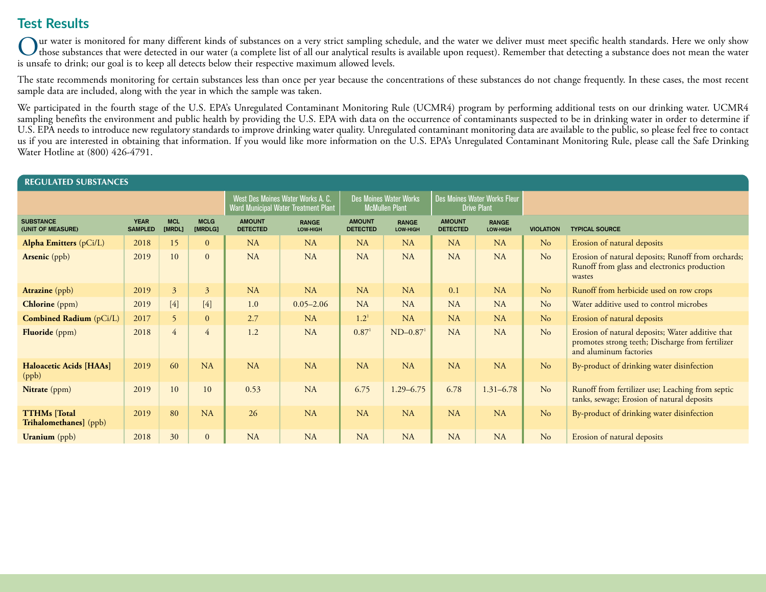## Test Results

Our water is monitored for many different kinds of substances on a very strict sampling schedule, and the water we deliver must meet specific health standards. Here we only show those substances that were detected in our water (a complete list of all our analytical results is available upon request). Remember that detecting a substance does not mean the water is unsafe to drink; our goal is to keep all detects below their respective maximum allowed levels.

The state recommends monitoring for certain substances less than once per year because the concentrations of these substances do not change frequently. In these cases, the most recent sample data are included, along with the year in which the sample was taken.

We participated in the fourth stage of the U.S. EPA's Unregulated Contaminant Monitoring Rule (UCMR4) program by performing additional tests on our drinking water. UCMR4 sampling benefits the environment and public health by providing the U.S. EPA with data on the occurrence of contaminants suspected to be in drinking water in order to determine if U.S. EPA needs to introduce new regulatory standards to improve drinking water quality. Unregulated contaminant monitoring data are available to the public, so please feel free to contact us if you are interested in obtaining that information. If you would like more information on the U.S. EPA's Unregulated Contaminant Monitoring Rule, please call the Safe Drinking Water Hotline at (800) 426-4791.

### REGULATED SUBSTANCES

| | | | | West Des Moines Water Works A. C. Ward Municipal Water Treatment Plant | | Des Moines Water Works McMullen Plant | | Des Moines Water Works Fleur Drive Plant | | | |
|---|---|---|---|---|---|---|---|---|---|---|---|
| SUBSTANCE (UNIT OF MEASURE) | YEAR SAMPLED | MCL [MRDL] | MCLG [MRDLG] | AMOUNT DETECTED | RANGE LOW-HIGH | AMOUNT DETECTED | RANGE LOW-HIGH | AMOUNT DETECTED | RANGE LOW-HIGH | VIOLATION | TYPICAL SOURCE |
| **Alpha Emitters** (pCi/L) | 2018 | 15 | 0 | NA | NA | NA | NA | NA | NA | No | Erosion of natural deposits |
| **Arsenic** (ppb) | 2019 | 10 | 0 | NA | NA | NA | NA | NA | NA | No | Erosion of natural deposits; Runoff from orchards; Runoff from glass and electronics production wastes |
| **Atrazine** (ppb) | 2019 | 3 | 3 | NA | NA | NA | NA | 0.1 | NA | No | Runoff from herbicide used on row crops |
| **Chlorine** (ppm) | 2019 | [4] | [4] | 1.0 | 0.05–2.06 | NA | NA | NA | NA | No | Water additive used to control microbes |
| **Combined Radium** (pCi/L) | 2017 | 5 | 0 | 2.7 | NA | 1.2[1] | NA | NA | NA | No | Erosion of natural deposits |
| **Fluoride** (ppm) | 2018 | 4 | 4 | 1.2 | NA | 0.87[1] | ND–0.87[1] | NA | NA | No | Erosion of natural deposits; Water additive that promotes strong teeth; Discharge from fertilizer and aluminum factories |
| **Haloacetic Acids [HAAs]** (ppb) | 2019 | 60 | NA | NA | NA | NA | NA | NA | NA | No | By-product of drinking water disinfection |
| **Nitrate** (ppm) | 2019 | 10 | 10 | 0.53 | NA | 6.75 | 1.29–6.75 | 6.78 | 1.31–6.78 | No | Runoff from fertilizer use; Leaching from septic tanks, sewage; Erosion of natural deposits |
| **TTHMs [Total Trihalomethanes]** (ppb) | 2019 | 80 | NA | 26 | NA | NA | NA | NA | NA | No | By-product of drinking water disinfection |
| **Uranium** (ppb) | 2018 | 30 | 0 | NA | NA | NA | NA | NA | NA | No | Erosion of natural deposits |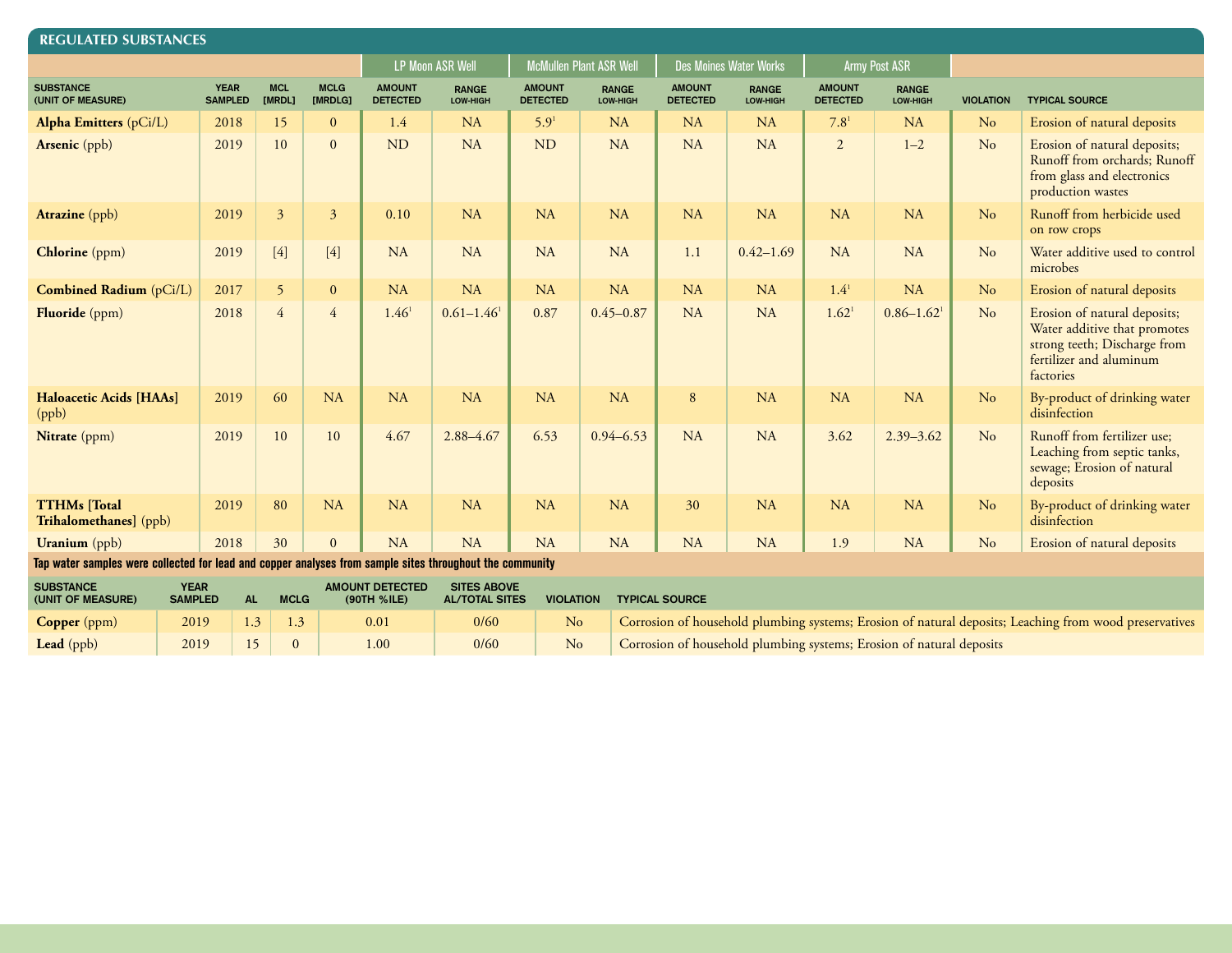## REGULATED SUBSTANCES

| SUBSTANCE (UNIT OF MEASURE) | YEAR SAMPLED | MCL [MRDL] | MCLG [MRDLG] | LP Moon ASR Well | | McMullen Plant ASR Well | | Des Moines Water Works | | Army Post ASR | | VIOLATION | TYPICAL SOURCE |
|---|---|---|---|---|---|---|---|---|---|---|---|---|---|
| | | | | AMOUNT DETECTED | RANGE LOW-HIGH | AMOUNT DETECTED | RANGE LOW-HIGH | AMOUNT DETECTED | RANGE LOW-HIGH | AMOUNT DETECTED | RANGE LOW-HIGH | | |
| **Alpha Emitters** (pCi/L) | 2018 | 15 | 0 | 1.4 | NA | 5.9[1] | NA | NA | NA | 7.8[1] | NA | No | Erosion of natural deposits |
| **Arsenic** (ppb) | 2019 | 10 | 0 | ND | NA | ND | NA | NA | NA | 2 | 1–2 | No | Erosion of natural deposits; Runoff from orchards; Runoff from glass and electronics production wastes |
| **Atrazine** (ppb) | 2019 | 3 | 3 | 0.10 | NA | NA | NA | NA | NA | NA | NA | No | Runoff from herbicide used on row crops |
| **Chlorine** (ppm) | 2019 | [4] | [4] | NA | NA | NA | NA | 1.1 | 0.42–1.69 | NA | NA | No | Water additive used to control microbes |
| **Combined Radium** (pCi/L) | 2017 | 5 | 0 | NA | NA | NA | NA | NA | NA | 1.4[1] | NA | No | Erosion of natural deposits |
| **Fluoride** (ppm) | 2018 | 4 | 4 | 1.46[1] | 0.61–1.46[1] | 0.87 | 0.45–0.87 | NA | NA | 1.62[1] | 0.86–1.62[1] | No | Erosion of natural deposits; Water additive that promotes strong teeth; Discharge from fertilizer and aluminum factories |
| **Haloacetic Acids [HAAs]** (ppb) | 2019 | 60 | NA | NA | NA | NA | NA | 8 | NA | NA | NA | No | By-product of drinking water disinfection |
| **Nitrate** (ppm) | 2019 | 10 | 10 | 4.67 | 2.88–4.67 | 6.53 | 0.94–6.53 | NA | NA | 3.62 | 2.39–3.62 | No | Runoff from fertilizer use; Leaching from septic tanks, sewage; Erosion of natural deposits |
| **TTHMs [Total Trihalomethanes]** (ppb) | 2019 | 80 | NA | NA | NA | NA | NA | 30 | NA | NA | NA | No | By-product of drinking water disinfection |
| **Uranium** (ppb) | 2018 | 30 | 0 | NA | NA | NA | NA | NA | NA | 1.9 | NA | No | Erosion of natural deposits |

Tap water samples were collected for lead and copper analyses from sample sites throughout the community

| SUBSTANCE (UNIT OF MEASURE) | YEAR SAMPLED | AL | MCLG | AMOUNT DETECTED (90TH %ILE) | SITES ABOVE AL/TOTAL SITES | VIOLATION | TYPICAL SOURCE |
|---|---|---|---|---|---|---|---|
| **Copper** (ppm) | 2019 | 1.3 | 1.3 | 0.01 | 0/60 | No | Corrosion of household plumbing systems; Erosion of natural deposits; Leaching from wood preservatives |
| **Lead** (ppb) | 2019 | 15 | 0 | 1.00 | 0/60 | No | Corrosion of household plumbing systems; Erosion of natural deposits |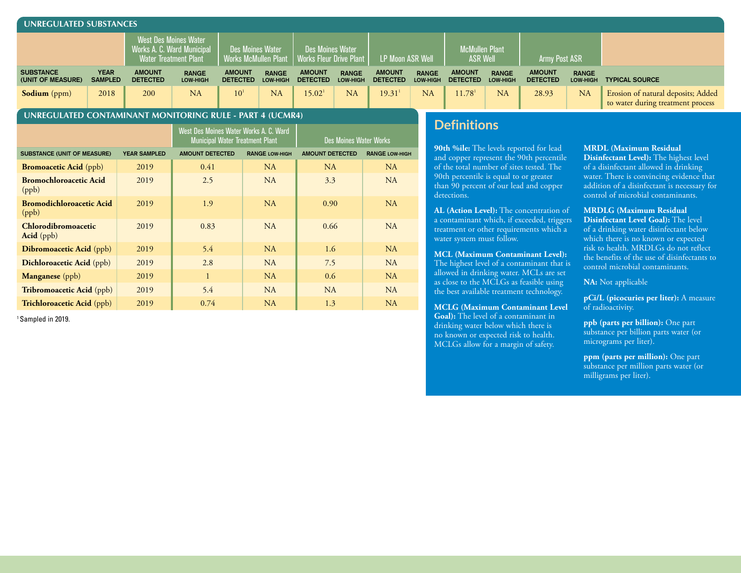## UNREGULATED SUBSTANCES

| | | West Des Moines Water Works A. C. Ward Municipal Water Treatment Plant | | Des Moines Water Works McMullen Plant | | Des Moines Water Works Fleur Drive Plant | | LP Moon ASR Well | | McMullen Plant ASR Well | | Army Post ASR | | |
|---|---|---|---|---|---|---|---|---|---|---|---|---|---|---|
| SUBSTANCE (UNIT OF MEASURE) | YEAR SAMPLED | AMOUNT DETECTED | RANGE LOW-HIGH | AMOUNT DETECTED | RANGE LOW-HIGH | AMOUNT DETECTED | RANGE LOW-HIGH | AMOUNT DETECTED | RANGE LOW-HIGH | AMOUNT DETECTED | RANGE LOW-HIGH | AMOUNT DETECTED | RANGE LOW-HIGH | TYPICAL SOURCE |
| **Sodium** (ppm) | 2018 | 200 | NA | 10[1] | NA | 15.02[1] | NA | 19.31[1] | NA | 11.78[1] | NA | 28.93 | NA | Erosion of natural deposits; Added to water during treatment process |

## UNREGULATED CONTAMINANT MONITORING RULE - PART 4 (UCMR4)

| | | West Des Moines Water Works A. C. Ward Municipal Water Treatment Plant | | Des Moines Water Works | |
|---|---|---|---|---|---|
| SUBSTANCE (UNIT OF MEASURE) | YEAR SAMPLED | AMOUNT DETECTED | RANGE LOW-HIGH | AMOUNT DETECTED | RANGE LOW-HIGH |
| **Bromoacetic Acid** (ppb) | 2019 | 0.41 | NA | NA | NA |
| **Bromochloroacetic Acid** (ppb) | 2019 | 2.5 | NA | 3.3 | NA |
| **Bromodichloroacetic Acid** (ppb) | 2019 | 1.9 | NA | 0.90 | NA |
| **Chlorodibromoacetic Acid** (ppb) | 2019 | 0.83 | NA | 0.66 | NA |
| **Dibromoacetic Acid** (ppb) | 2019 | 5.4 | NA | 1.6 | NA |
| **Dichloroacetic Acid** (ppb) | 2019 | 2.8 | NA | 7.5 | NA |
| **Manganese** (ppb) | 2019 | 1 | NA | 0.6 | NA |
| **Tribromoacetic Acid** (ppb) | 2019 | 5.4 | NA | NA | NA |
| **Trichloroacetic Acid** (ppb) | 2019 | 0.74 | NA | 1.3 | NA |

[1] Sampled in 2019.

## Definitions

**90th %ile:** The levels reported for lead and copper represent the 90th percentile of the total number of sites tested. The 90th percentile is equal to or greater than 90 percent of our lead and copper detections.

**AL (Action Level):** The concentration of a contaminant which, if exceeded, triggers treatment or other requirements which a water system must follow.

**MCL (Maximum Contaminant Level):** The highest level of a contaminant that is allowed in drinking water. MCLs are set as close to the MCLGs as feasible using the best available treatment technology.

**MCLG (Maximum Contaminant Level Goal):** The level of a contaminant in drinking water below which there is no known or expected risk to health. MCLGs allow for a margin of safety.

**MRDL (Maximum Residual Disinfectant Level):** The highest level of a disinfectant allowed in drinking water. There is convincing evidence that addition of a disinfectant is necessary for control of microbial contaminants.

**MRDLG (Maximum Residual Disinfectant Level Goal):** The level of a drinking water disinfectant below which there is no known or expected risk to health. MRDLGs do not reflect the benefits of the use of disinfectants to control microbial contaminants.

**NA:** Not applicable

**pCi/L (picocuries per liter):** A measure of radioactivity.

**ppb (parts per billion):** One part substance per billion parts water (or micrograms per liter).

**ppm (parts per million):** One part substance per million parts water (or milligrams per liter).